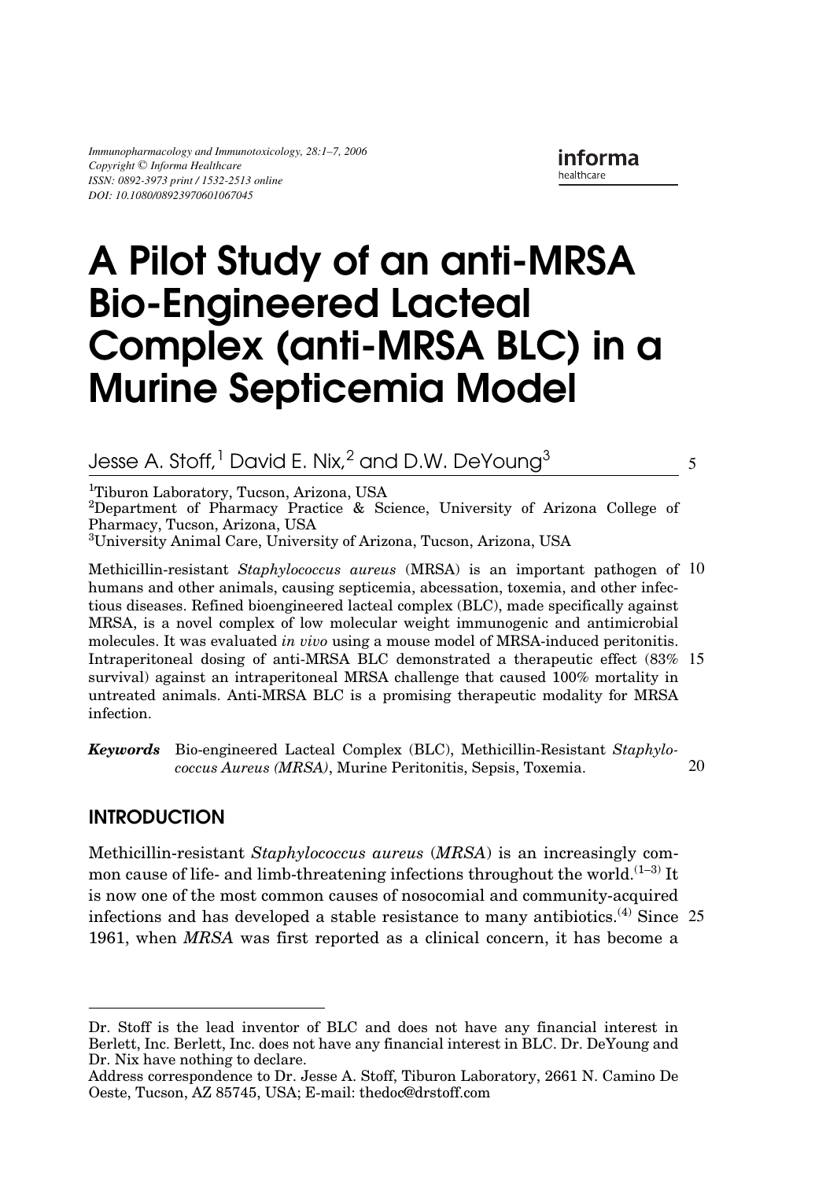# A Pilot Study of an anti-MRSA Bio-Engineered Lacteal Complex (anti-MRSA BLC) in a Murine Septicemia Model

Jesse A. Stoff,[1] David E. Nix,[2] and D.W. DeYoung[3]

[1]Tiburon Laboratory, Tucson, Arizona, USA
[2]Department of Pharmacy Practice & Science, University of Arizona College of Pharmacy, Tucson, Arizona, USA
[3]University Animal Care, University of Arizona, Tucson, Arizona, USA

Methicillin-resistant *Staphylococcus aureus* (MRSA) is an important pathogen of humans and other animals, causing septicemia, abcessation, toxemia, and other infectious diseases. Refined bioengineered lacteal complex (BLC), made specifically against MRSA, is a novel complex of low molecular weight immunogenic and antimicrobial molecules. It was evaluated *in vivo* using a mouse model of MRSA-induced peritonitis. Intraperitoneal dosing of anti-MRSA BLC demonstrated a therapeutic effect (83% survival) against an intraperitoneal MRSA challenge that caused 100% mortality in untreated animals. Anti-MRSA BLC is a promising therapeutic modality for MRSA infection.

***Keywords*** Bio-engineered Lacteal Complex (BLC), Methicillin-Resistant *Staphylococcus Aureus (MRSA)*, Murine Peritonitis, Sepsis, Toxemia.

## INTRODUCTION

Methicillin-resistant *Staphylococcus aureus* (*MRSA*) is an increasingly common cause of life- and limb-threatening infections throughout the world.[1–3] It is now one of the most common causes of nosocomial and community-acquired infections and has developed a stable resistance to many antibiotics.[4] Since 1961, when *MRSA* was first reported as a clinical concern, it has become a

---

Dr. Stoff is the lead inventor of BLC and does not have any financial interest in Berlett, Inc. Berlett, Inc. does not have any financial interest in BLC. Dr. DeYoung and Dr. Nix have nothing to declare.

Address correspondence to Dr. Jesse A. Stoff, Tiburon Laboratory, 2661 N. Camino De Oeste, Tucson, AZ 85745, USA; E-mail: thedoc@drstoff.com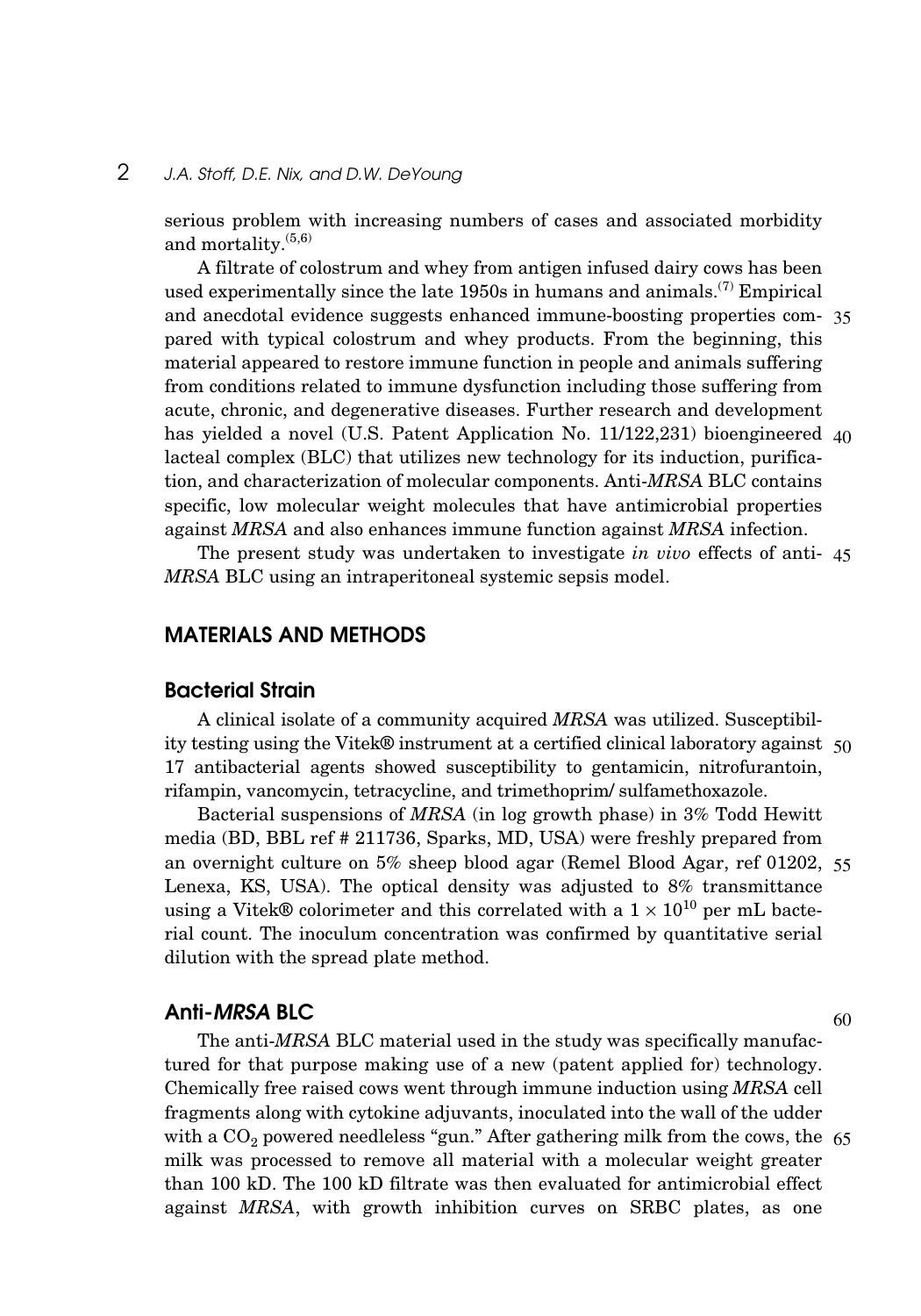serious problem with increasing numbers of cases and associated morbidity and mortality.[5,6]

A filtrate of colostrum and whey from antigen infused dairy cows has been used experimentally since the late 1950s in humans and animals.[7] Empirical and anecdotal evidence suggests enhanced immune-boosting properties compared with typical colostrum and whey products. From the beginning, this material appeared to restore immune function in people and animals suffering from conditions related to immune dysfunction including those suffering from acute, chronic, and degenerative diseases. Further research and development has yielded a novel (U.S. Patent Application No. 11/122,231) bioengineered lacteal complex (BLC) that utilizes new technology for its induction, purification, and characterization of molecular components. Anti-*MRSA* BLC contains specific, low molecular weight molecules that have antimicrobial properties against *MRSA* and also enhances immune function against *MRSA* infection.

The present study was undertaken to investigate *in vivo* effects of anti-*MRSA* BLC using an intraperitoneal systemic sepsis model.

## MATERIALS AND METHODS

### Bacterial Strain

A clinical isolate of a community acquired *MRSA* was utilized. Susceptibility testing using the Vitek® instrument at a certified clinical laboratory against 17 antibacterial agents showed susceptibility to gentamicin, nitrofurantoin, rifampin, vancomycin, tetracycline, and trimethoprim/ sulfamethoxazole.

Bacterial suspensions of *MRSA* (in log growth phase) in 3% Todd Hewitt media (BD, BBL ref # 211736, Sparks, MD, USA) were freshly prepared from an overnight culture on 5% sheep blood agar (Remel Blood Agar, ref 01202, Lenexa, KS, USA). The optical density was adjusted to 8% transmittance using a Vitek® colorimeter and this correlated with a $1 \times 10^{10}$ per mL bacterial count. The inoculum concentration was confirmed by quantitative serial dilution with the spread plate method.

### Anti-*MRSA* BLC

The anti-*MRSA* BLC material used in the study was specifically manufactured for that purpose making use of a new (patent applied for) technology. Chemically free raised cows went through immune induction using *MRSA* cell fragments along with cytokine adjuvants, inoculated into the wall of the udder with a $CO_2$ powered needleless "gun." After gathering milk from the cows, the milk was processed to remove all material with a molecular weight greater than 100 kD. The 100 kD filtrate was then evaluated for antimicrobial effect against *MRSA*, with growth inhibition curves on SRBC plates, as one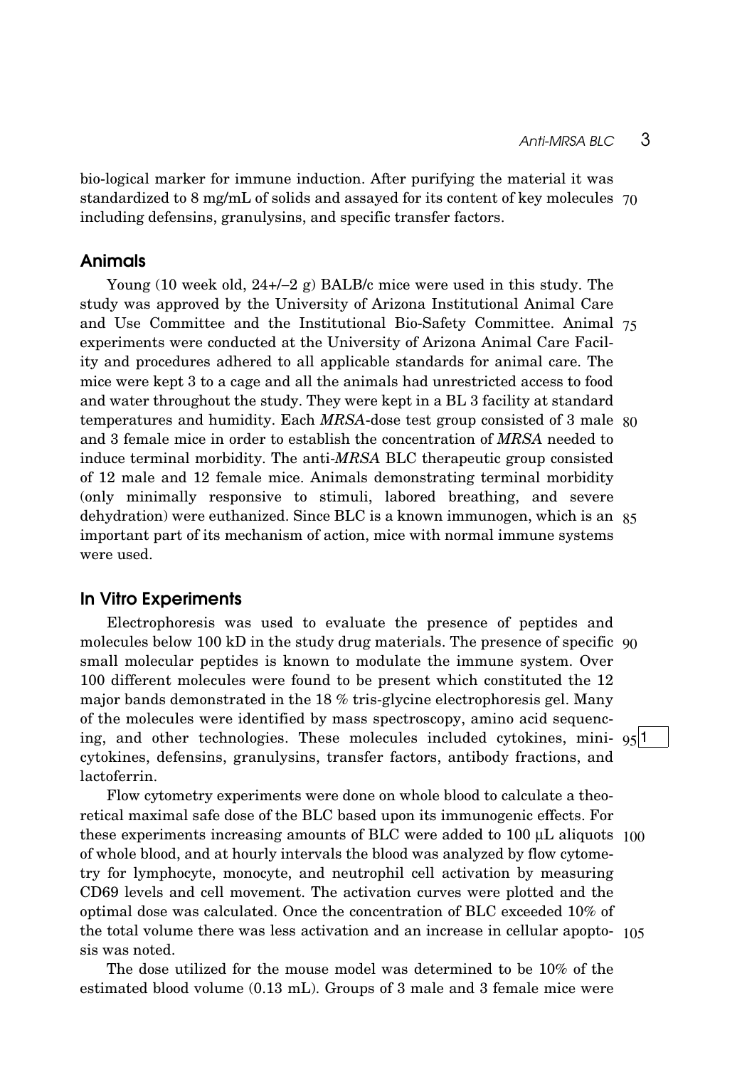bio-logical marker for immune induction. After purifying the material it was standardized to 8 mg/mL of solids and assayed for its content of key molecules including defensins, granulysins, and specific transfer factors.

## Animals

Young (10 week old, 24+/–2 g) BALB/c mice were used in this study. The study was approved by the University of Arizona Institutional Animal Care and Use Committee and the Institutional Bio-Safety Committee. Animal experiments were conducted at the University of Arizona Animal Care Facility and procedures adhered to all applicable standards for animal care. The mice were kept 3 to a cage and all the animals had unrestricted access to food and water throughout the study. They were kept in a BL 3 facility at standard temperatures and humidity. Each *MRSA*-dose test group consisted of 3 male and 3 female mice in order to establish the concentration of *MRSA* needed to induce terminal morbidity. The anti-*MRSA* BLC therapeutic group consisted of 12 male and 12 female mice. Animals demonstrating terminal morbidity (only minimally responsive to stimuli, labored breathing, and severe dehydration) were euthanized. Since BLC is a known immunogen, which is an important part of its mechanism of action, mice with normal immune systems were used.

## In Vitro Experiments

Electrophoresis was used to evaluate the presence of peptides and molecules below 100 kD in the study drug materials. The presence of specific small molecular peptides is known to modulate the immune system. Over 100 different molecules were found to be present which constituted the 12 major bands demonstrated in the 18 % tris-glycine electrophoresis gel. Many of the molecules were identified by mass spectroscopy, amino acid sequencing, and other technologies. These molecules included cytokines, mini-cytokines, defensins, granulysins, transfer factors, antibody fractions, and lactoferrin.

Flow cytometry experiments were done on whole blood to calculate a theoretical maximal safe dose of the BLC based upon its immunogenic effects. For these experiments increasing amounts of BLC were added to 100 μL aliquots of whole blood, and at hourly intervals the blood was analyzed by flow cytometry for lymphocyte, monocyte, and neutrophil cell activation by measuring CD69 levels and cell movement. The activation curves were plotted and the optimal dose was calculated. Once the concentration of BLC exceeded 10% of the total volume there was less activation and an increase in cellular apoptosis was noted.

The dose utilized for the mouse model was determined to be 10% of the estimated blood volume (0.13 mL). Groups of 3 male and 3 female mice were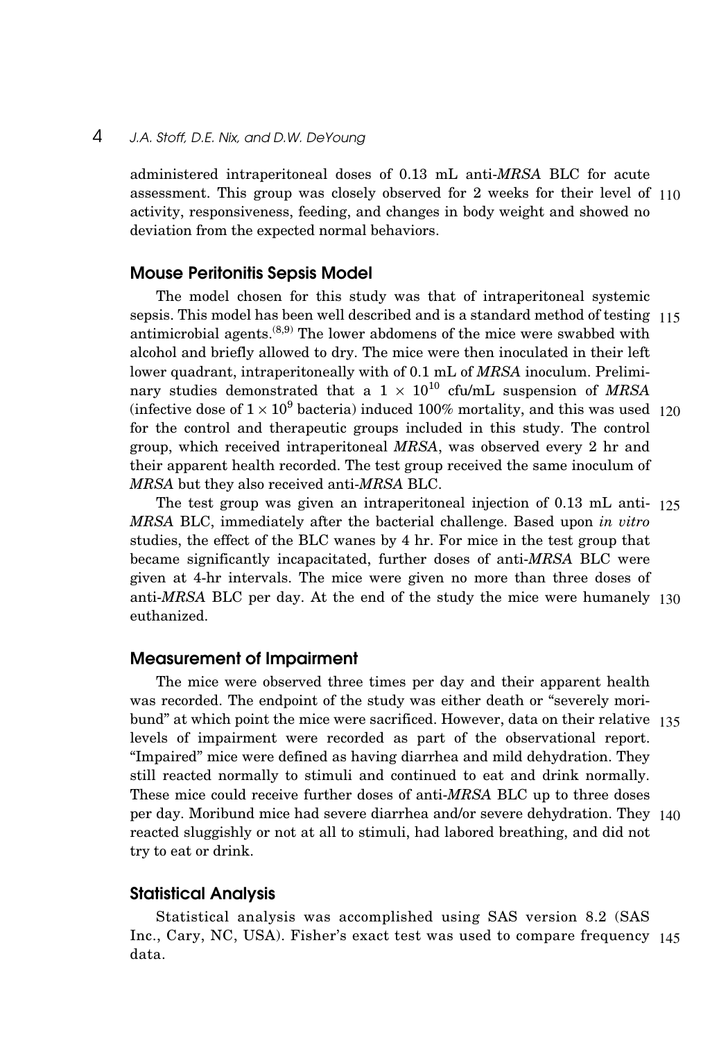administered intraperitoneal doses of 0.13 mL anti-*MRSA* BLC for acute assessment. This group was closely observed for 2 weeks for their level of activity, responsiveness, feeding, and changes in body weight and showed no deviation from the expected normal behaviors.

## Mouse Peritonitis Sepsis Model

The model chosen for this study was that of intraperitoneal systemic sepsis. This model has been well described and is a standard method of testing antimicrobial agents.[8,9] The lower abdomens of the mice were swabbed with alcohol and briefly allowed to dry. The mice were then inoculated in their left lower quadrant, intraperitoneally with of 0.1 mL of *MRSA* inoculum. Preliminary studies demonstrated that a $1 \times 10^{10}$ cfu/mL suspension of *MRSA* (infective dose of $1 \times 10^{9}$ bacteria) induced 100% mortality, and this was used for the control and therapeutic groups included in this study. The control group, which received intraperitoneal *MRSA*, was observed every 2 hr and their apparent health recorded. The test group received the same inoculum of *MRSA* but they also received anti-*MRSA* BLC.

The test group was given an intraperitoneal injection of 0.13 mL anti-*MRSA* BLC, immediately after the bacterial challenge. Based upon *in vitro* studies, the effect of the BLC wanes by 4 hr. For mice in the test group that became significantly incapacitated, further doses of anti-*MRSA* BLC were given at 4-hr intervals. The mice were given no more than three doses of anti-*MRSA* BLC per day. At the end of the study the mice were humanely euthanized.

## Measurement of Impairment

The mice were observed three times per day and their apparent health was recorded. The endpoint of the study was either death or "severely moribund" at which point the mice were sacrificed. However, data on their relative levels of impairment were recorded as part of the observational report. "Impaired" mice were defined as having diarrhea and mild dehydration. They still reacted normally to stimuli and continued to eat and drink normally. These mice could receive further doses of anti-*MRSA* BLC up to three doses per day. Moribund mice had severe diarrhea and/or severe dehydration. They reacted sluggishly or not at all to stimuli, had labored breathing, and did not try to eat or drink.

## Statistical Analysis

Statistical analysis was accomplished using SAS version 8.2 (SAS Inc., Cary, NC, USA). Fisher's exact test was used to compare frequency data.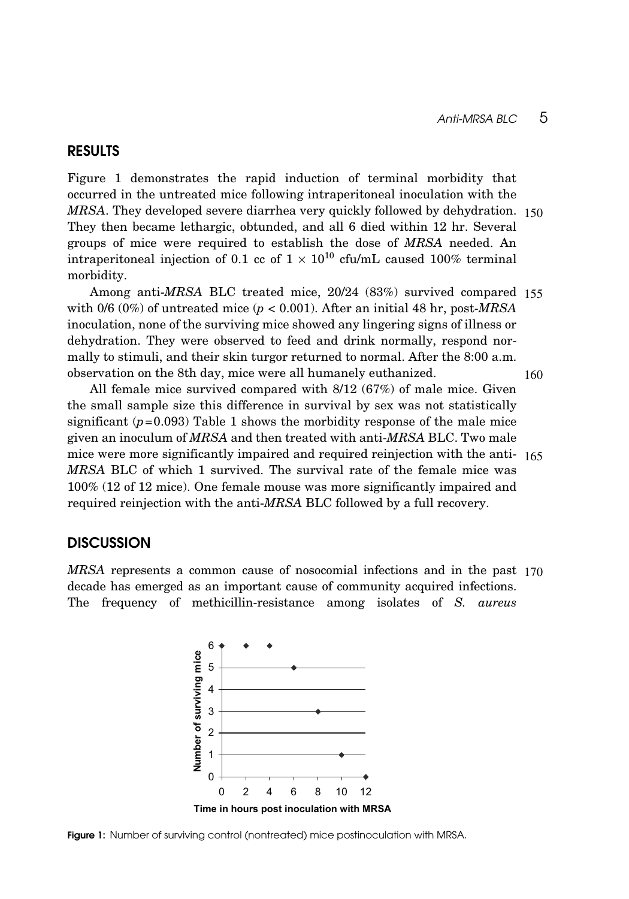## RESULTS

Figure 1 demonstrates the rapid induction of terminal morbidity that occurred in the untreated mice following intraperitoneal inoculation with the *MRSA*. They developed severe diarrhea very quickly followed by dehydration. They then became lethargic, obtunded, and all 6 died within 12 hr. Several groups of mice were required to establish the dose of *MRSA* needed. An intraperitoneal injection of 0.1 cc of $1 \times 10^{10}$ cfu/mL caused 100% terminal morbidity.

Among anti-*MRSA* BLC treated mice, 20/24 (83%) survived compared with 0/6 (0%) of untreated mice ($p < 0.001$). After an initial 48 hr, post-*MRSA* inoculation, none of the surviving mice showed any lingering signs of illness or dehydration. They were observed to feed and drink normally, respond normally to stimuli, and their skin turgor returned to normal. After the 8:00 a.m. observation on the 8th day, mice were all humanely euthanized.

All female mice survived compared with 8/12 (67%) of male mice. Given the small sample size this difference in survival by sex was not statistically significant ($p = 0.093$) Table 1 shows the morbidity response of the male mice given an inoculum of *MRSA* and then treated with anti-*MRSA* BLC. Two male mice were more significantly impaired and required reinjection with the anti-*MRSA* BLC of which 1 survived. The survival rate of the female mice was 100% (12 of 12 mice). One female mouse was more significantly impaired and required reinjection with the anti-*MRSA* BLC followed by a full recovery.

## DISCUSSION

*MRSA* represents a common cause of nosocomial infections and in the past decade has emerged as an important cause of community acquired infections. The frequency of methicillin-resistance among isolates of *S. aureus*

| Time in hours post inoculation with MRSA | Number of surviving mice |
| --- | --- |
| 0 | 6 |
| 2 | 6 |
| 4 | 6 |
| 6 | 5 |
| 8 | 3 |
| 10 | 1 |
| 12 | 0 |

**Figure 1:** Number of surviving control (nontreated) mice postinoculation with MRSA.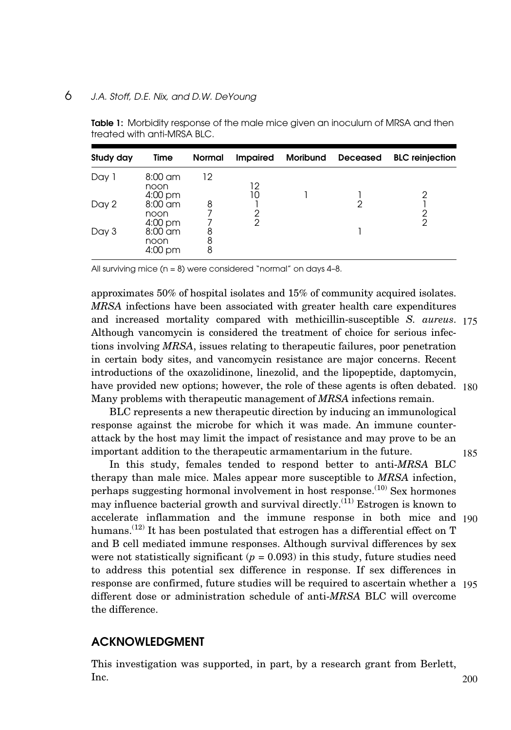**Table 1:** Morbidity response of the male mice given an inoculum of MRSA and then treated with anti-MRSA BLC.

| Study day | Time | Normal | Impaired | Moribund | Deceased | BLC reinjection |
|---|---|---|---|---|---|---|
| Day 1 | 8:00 am | 12 | | | | |
| | noon | | 12 | | | |
| | 4:00 pm | | 10 | 1 | 1 | 2 |
| Day 2 | 8:00 am | 8 | 1 | | 2 | 1 |
| | noon | 7 | 2 | | | 2 |
| | 4:00 pm | 7 | 2 | | | 2 |
| Day 3 | 8:00 am | 8 | | | 1 | |
| | noon | 8 | | | | |
| | 4:00 pm | 8 | | | | |

All surviving mice (n = 8) were considered "normal" on days 4–8.

approximates 50% of hospital isolates and 15% of community acquired isolates. *MRSA* infections have been associated with greater health care expenditures and increased mortality compared with methicillin-susceptible *S. aureus*. Although vancomycin is considered the treatment of choice for serious infections involving *MRSA*, issues relating to therapeutic failures, poor penetration in certain body sites, and vancomycin resistance are major concerns. Recent introductions of the oxazolidinone, linezolid, and the lipopeptide, daptomycin, have provided new options; however, the role of these agents is often debated. Many problems with therapeutic management of *MRSA* infections remain.

BLC represents a new therapeutic direction by inducing an immunological response against the microbe for which it was made. An immune counterattack by the host may limit the impact of resistance and may prove to be an important addition to the therapeutic armamentarium in the future.

In this study, females tended to respond better to anti-*MRSA* BLC therapy than male mice. Males appear more susceptible to *MRSA* infection, perhaps suggesting hormonal involvement in host response.[10] Sex hormones may influence bacterial growth and survival directly.[11] Estrogen is known to accelerate inflammation and the immune response in both mice and humans.[12] It has been postulated that estrogen has a differential effect on T and B cell mediated immune responses. Although survival differences by sex were not statistically significant ($p = 0.093$) in this study, future studies need to address this potential sex difference in response. If sex differences in response are confirmed, future studies will be required to ascertain whether a different dose or administration schedule of anti-*MRSA* BLC will overcome the difference.

## ACKNOWLEDGMENT

This investigation was supported, in part, by a research grant from Berlett, Inc.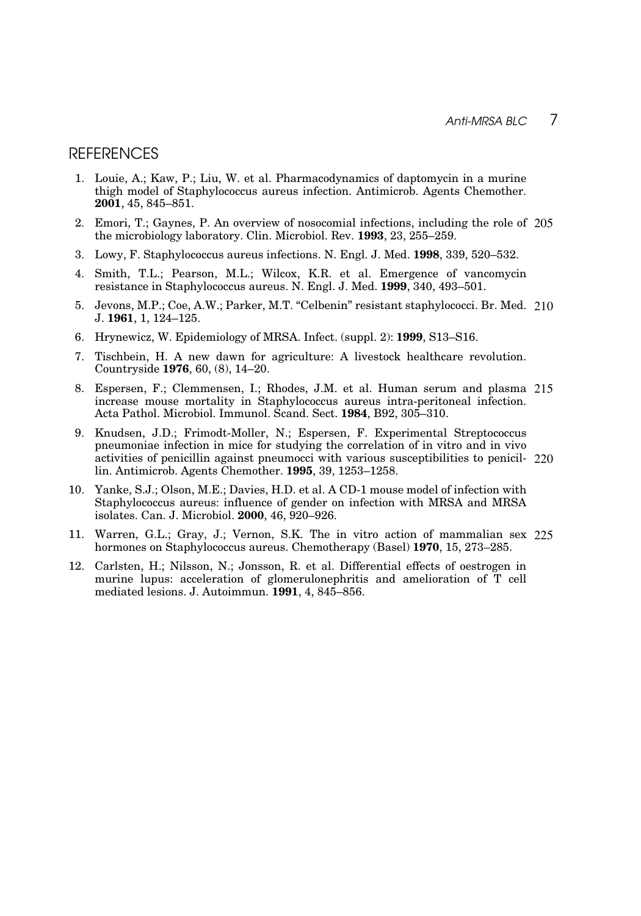## REFERENCES

1. Louie, A.; Kaw, P.; Liu, W. et al. Pharmacodynamics of daptomycin in a murine thigh model of Staphylococcus aureus infection. Antimicrob. Agents Chemother. **2001**, 45, 845–851.
2. Emori, T.; Gaynes, P. An overview of nosocomial infections, including the role of the microbiology laboratory. Clin. Microbiol. Rev. **1993**, 23, 255–259.
3. Lowy, F. Staphylococcus aureus infections. N. Engl. J. Med. **1998**, 339, 520–532.
4. Smith, T.L.; Pearson, M.L.; Wilcox, K.R. et al. Emergence of vancomycin resistance in Staphylococcus aureus. N. Engl. J. Med. **1999**, 340, 493–501.
5. Jevons, M.P.; Coe, A.W.; Parker, M.T. "Celbenin" resistant staphylococci. Br. Med. J. **1961**, 1, 124–125.
6. Hrynewicz, W. Epidemiology of MRSA. Infect. (suppl. 2): **1999**, S13–S16.
7. Tischbein, H. A new dawn for agriculture: A livestock healthcare revolution. Countryside **1976**, 60, (8), 14–20.
8. Espersen, F.; Clemmensen, I.; Rhodes, J.M. et al. Human serum and plasma increase mouse mortality in Staphylococcus aureus intra-peritoneal infection. Acta Pathol. Microbiol. Immunol. Scand. Sect. **1984**, B92, 305–310.
9. Knudsen, J.D.; Frimodt-Moller, N.; Espersen, F. Experimental Streptococcus pneumoniae infection in mice for studying the correlation of in vitro and in vivo activities of penicillin against pneumocci with various susceptibilities to penicillin. Antimicrob. Agents Chemother. **1995**, 39, 1253–1258.
10. Yanke, S.J.; Olson, M.E.; Davies, H.D. et al. A CD-1 mouse model of infection with Staphylococcus aureus: influence of gender on infection with MRSA and MRSA isolates. Can. J. Microbiol. **2000**, 46, 920–926.
11. Warren, G.L.; Gray, J.; Vernon, S.K. The in vitro action of mammalian sex hormones on Staphylococcus aureus. Chemotherapy (Basel) **1970**, 15, 273–285.
12. Carlsten, H.; Nilsson, N.; Jonsson, R. et al. Differential effects of oestrogen in murine lupus: acceleration of glomerulonephritis and amelioration of T cell mediated lesions. J. Autoimmun. **1991**, 4, 845–856.